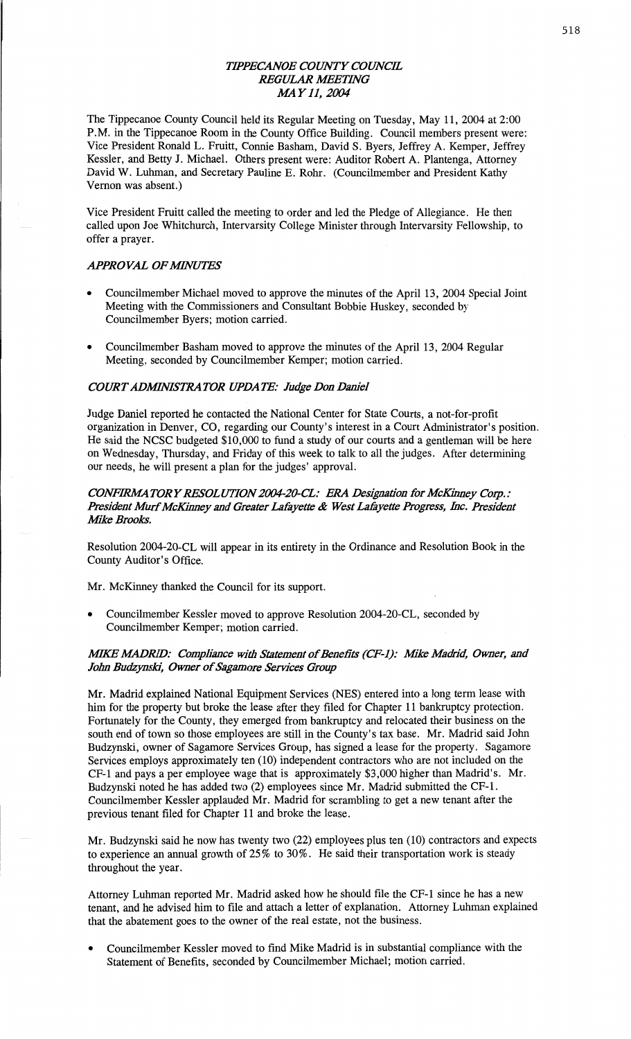# *TIPPECANOE COUNTY COUNCIL REGULAR MEETING MAY 11, 2004*

The Tippecanoe County Council held its Regular Meeting on Tuesday, May 11, 2004 at 2:00 P.M. in the Tippecanoe Room in the County Office Building. Council members present were: Vice President Ronald L. Fruitt, Connie Basham, David S. Byers, Jeffrey A. Kemper, Jeffrey Kessler, and Betty J. Michael. Others present were: Auditor Robert A. Plantenga, Attorney David W. Luhman, and Secretary Pauline E. Rohr. (Councilmember and President Kathy Vernon was absent.)

Vice President Fruitt called the meeting to order and led the Pledge of Allegiance. He then called upon Joe Whitchurch, Intervarsity College Minister through Intervarsity Fellowship, to offer a prayer.

### *APPROVAL OF MINUTES*

- Councilmember Michael moved to approve the minutes of the April 13, 2004 Special Joint Meeting with the Commissioners and Consultant Bobbie Huskey, seconded by Councilmember Byers; motion carried.
- Councilmember Basham moved to approve the minutes of the April 13, 2004 Regular Meeting, seconded by Councilmember Kemper; motion carried.

### *COURT ADMINISTRATOR UPDATE: Judge Don Daniel*

Judge Daniel reported he contacted the National Center for State Courts, a not-for-profit organization in Denver, CO, regarding our County's interest in a Court Administrator's position. He said the NCSC budgeted $10,000 to fund a study of our courts and a gentleman will be here on Wednesday, Thursday, and Friday of this week to talk to all the judges. After determining our needs, he will present a plan for the judges' approval.

### *CONFIRMATORY RESOLUTION 2004-20-CL: ERA Designation for McKinney Corp.: President Murf McKinney and Greater Lafayette & West Lafayette Progress, Inc. President Mike Brooks.*

Resolution 2004-20-CL will appear in its entirety in the Ordinance and Resolution Book in the County Auditor's Office.

Mr. McKinney thanked the Council for its support.

- Councilmember Kessler moved to approve Resolution 2004-20-CL, seconded by Councilmember Kemper; motion carried.

### *MIKE MADRID: Compliance with Statement of Benefits (CF-1): Mike Madrid, Owner, and John Budzynski, Owner of Sagamore Services Group*

Mr. Madrid explained National Equipment Services (NES) entered into a long term lease with him for the property but broke the lease after they filed for Chapter 11 bankruptcy protection. Fortunately for the County, they emerged from bankruptcy and relocated their business on the south end of town so those employees are still in the County's tax base. Mr. Madrid said John Budzynski, owner of Sagamore Services Group, has signed a lease for the property. Sagamore Services employs approximately ten (10) independent contractors who are not included on the CF-1 and pays a per employee wage that is approximately $3,000 higher than Madrid's. Mr. Budzynski noted he has added two (2) employees since Mr. Madrid submitted the CF-1. Councilmember Kessler applauded Mr. Madrid for scrambling to get a new tenant after the previous tenant filed for Chapter 11 and broke the lease.

Mr. Budzynski said he now has twenty two (22) employees plus ten (10) contractors and expects to experience an annual growth of 25% to 30%. He said their transportation work is steady throughout the year.

Attorney Luhman reported Mr. Madrid asked how he should file the CF-1 since he has a new tenant, and he advised him to file and attach a letter of explanation. Attorney Luhman explained that the abatement goes to the owner of the real estate, not the business.

- Councilmember Kessler moved to find Mike Madrid is in substantial compliance with the Statement of Benefits, seconded by Councilmember Michael; motion carried.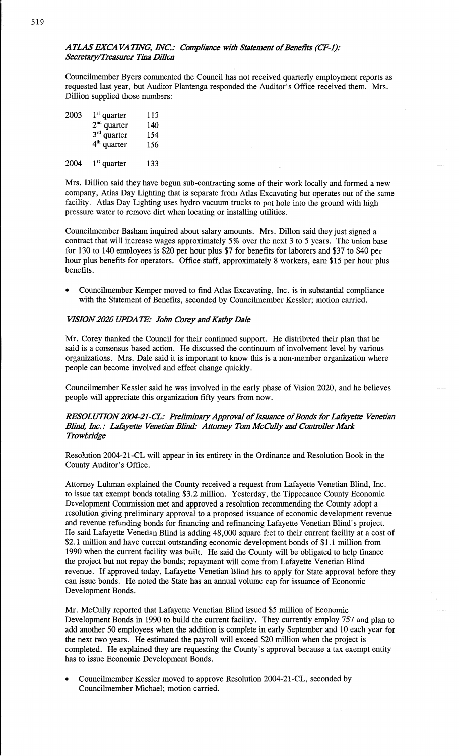### *ATLAS EXCAVATING, INC.: Compliance with Statement of Benefits (CF-1): Secretary/Treasurer Tina Dillon*

Councilmember Byers commented the Council has not received quarterly employment reports as requested last year, but Auditor Plantenga responded the Auditor's Office received them. Mrs. Dillion supplied those numbers:

| | | |
|---|---|---|
| 2003 | 1st quarter | 113 |
| | 2nd quarter | 140 |
| | 3rd quarter | 154 |
| | 4th quarter | 156 |
| 2004 | 1st quarter | 133 |

Mrs. Dillion said they have begun sub-contracting some of their work locally and formed a new company, Atlas Day Lighting that is separate from Atlas Excavating but operates out of the same facility. Atlas Day Lighting uses hydro vacuum trucks to pot hole into the ground with high pressure water to remove dirt when locating or installing utilities.

Councilmember Basham inquired about salary amounts. Mrs. Dillon said they just signed a contract that will increase wages approximately 5% over the next 3 to 5 years. The union base for 130 to 140 employees is $20 per hour plus $7 for benefits for laborers and $37 to $40 per hour plus benefits for operators. Office staff, approximately 8 workers, earn $15 per hour plus benefits.

- Councilmember Kemper moved to find Atlas Excavating, Inc. is in substantial compliance with the Statement of Benefits, seconded by Councilmember Kessler; motion carried.

### *VISION 2020 UPDATE: John Corey and Kathy Dale*

Mr. Corey thanked the Council for their continued support. He distributed their plan that he said is a consensus based action. He discussed the continuum of involvement level by various organizations. Mrs. Dale said it is important to know this is a non-member organization where people can become involved and effect change quickly.

Councilmember Kessler said he was involved in the early phase of Vision 2020, and he believes people will appreciate this organization fifty years from now.

### *RESOLUTION 2004-21-CL: Preliminary Approval of Issuance of Bonds for Lafayette Venetian Blind, Inc.: Lafayette Venetian Blind: Attorney Tom McCully and Controller Mark Trowbridge*

Resolution 2004-21-CL will appear in its entirety in the Ordinance and Resolution Book in the County Auditor's Office.

Attorney Luhman explained the County received a request from Lafayette Venetian Blind, Inc. to issue tax exempt bonds totaling $3.2 million. Yesterday, the Tippecanoe County Economic Development Commission met and approved a resolution recommending the County adopt a resolution giving preliminary approval to a proposed issuance of economic development revenue and revenue refunding bonds for financing and refinancing Lafayette Venetian Blind's project. He said Lafayette Venetian Blind is adding 48,000 square feet to their current facility at a cost of $2.1 million and have current outstanding economic development bonds of $1.1 million from 1990 when the current facility was built. He said the County will be obligated to help finance the project but not repay the bonds; repayment will come from Lafayette Venetian Blind revenue. If approved today, Lafayette Venetian Blind has to apply for State approval before they can issue bonds. He noted the State has an annual volume cap for issuance of Economic Development Bonds.

Mr. McCully reported that Lafayette Venetian Blind issued $5 million of Economic Development Bonds in 1990 to build the current facility. They currently employ 757 and plan to add another 50 employees when the addition is complete in early September and 10 each year for the next two years. He estimated the payroll will exceed $20 million when the project is completed. He explained they are requesting the County's approval because a tax exempt entity has to issue Economic Development Bonds.

- Councilmember Kessler moved to approve Resolution 2004-21-CL, seconded by Councilmember Michael; motion carried.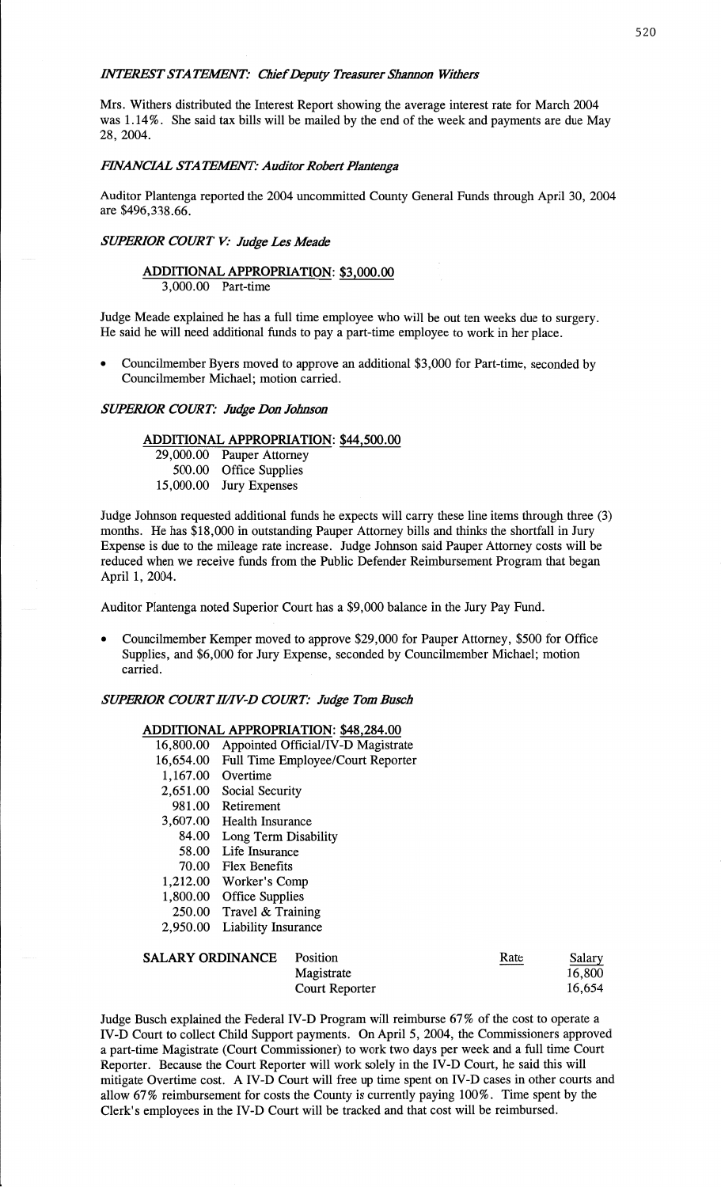### *INTEREST STATEMENT: Chief Deputy Treasurer Shannon Withers*

Mrs. Withers distributed the Interest Report showing the average interest rate for March 2004 was 1.14%. She said tax bills will be mailed by the end of the week and payments are due May 28, 2004.

### *FINANCIAL STATEMENT: Auditor Robert Plantenga*

Auditor Plantenga reported the 2004 uncommitted County General Funds through April 30, 2004 are $496,338.66.

### *SUPERIOR COURT V: Judge Les Meade*

**ADDITIONAL APPROPRIATION: $3,000.00**

3,000.00 Part-time

Judge Meade explained he has a full time employee who will be out ten weeks due to surgery. He said he will need additional funds to pay a part-time employee to work in her place.

- Councilmember Byers moved to approve an additional $3,000 for Part-time, seconded by Councilmember Michael; motion carried.

### *SUPERIOR COURT: Judge Don Johnson*

**ADDITIONAL APPROPRIATION: $44,500.00**

| | |
|---|---|
| 29,000.00 | Pauper Attorney |
| 500.00 | Office Supplies |
| 15,000.00 | Jury Expenses |

Judge Johnson requested additional funds he expects will carry these line items through three (3) months. He has $18,000 in outstanding Pauper Attorney bills and thinks the shortfall in Jury Expense is due to the mileage rate increase. Judge Johnson said Pauper Attorney costs will be reduced when we receive funds from the Public Defender Reimbursement Program that began April 1, 2004.

Auditor Plantenga noted Superior Court has a $9,000 balance in the Jury Pay Fund.

- Councilmember Kemper moved to approve $29,000 for Pauper Attorney, $500 for Office Supplies, and $6,000 for Jury Expense, seconded by Councilmember Michael; motion carried.

### *SUPERIOR COURT II/IV-D COURT: Judge Tom Busch*

**ADDITIONAL APPROPRIATION: $48,284.00**

| | |
|---|---|
| 16,800.00 | Appointed Official/IV-D Magistrate |
| 16,654.00 | Full Time Employee/Court Reporter |
| 1,167.00 | Overtime |
| 2,651.00 | Social Security |
| 981.00 | Retirement |
| 3,607.00 | Health Insurance |
| 84.00 | Long Term Disability |
| 58.00 | Life Insurance |
| 70.00 | Flex Benefits |
| 1,212.00 | Worker's Comp |
| 1,800.00 | Office Supplies |
| 250.00 | Travel & Training |
| 2,950.00 | Liability Insurance |

| SALARY ORDINANCE | Position | Rate | Salary |
|---|---|---|---|
| | Magistrate | | 16,800 |
| | Court Reporter | | 16,654 |

Judge Busch explained the Federal IV-D Program will reimburse 67% of the cost to operate a IV-D Court to collect Child Support payments. On April 5, 2004, the Commissioners approved a part-time Magistrate (Court Commissioner) to work two days per week and a full time Court Reporter. Because the Court Reporter will work solely in the IV-D Court, he said this will mitigate Overtime cost. A IV-D Court will free up time spent on IV-D cases in other courts and allow 67% reimbursement for costs the County is currently paying 100%. Time spent by the Clerk's employees in the IV-D Court will be tracked and that cost will be reimbursed.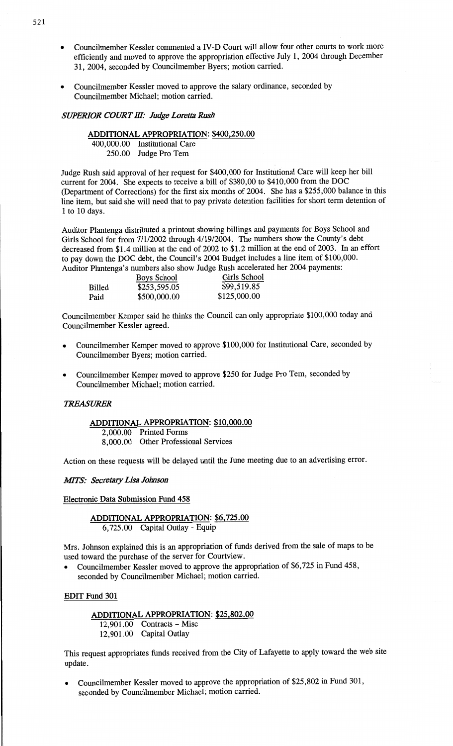- Councilmember Kessler commented a IV-D Court will allow four other courts to work more efficiently and moved to approve the appropriation effective July 1, 2004 through December 31, 2004, seconded by Councilmember Byers; motion carried.

- Councilmember Kessler moved to approve the salary ordinance, seconded by Councilmember Michael; motion carried.

***SUPERIOR COURT III: Judge Loretta Rush***

**ADDITIONAL APPROPRIATION: $400,250.00**

400,000.00 Institutional Care
250.00 Judge Pro Tem

Judge Rush said approval of her request for $400,000 for Institutional Care will keep her bill current for 2004. She expects to receive a bill of $380,00 to $410,000 from the DOC (Department of Corrections) for the first six months of 2004. She has a $255,000 balance in this line item, but said she will need that to pay private detention facilities for short term detention of 1 to 10 days.

Auditor Plantenga distributed a printout showing billings and payments for Boys School and Girls School for from 7/1/2002 through 4/19/2004. The numbers show the County's debt decreased from $1.4 million at the end of 2002 to $1.2 million at the end of 2003. In an effort to pay down the DOC debt, the Council's 2004 Budget includes a line item of $100,000. Auditor Plantenga's numbers also show Judge Rush accelerated her 2004 payments:

| | Boys School | Girls School |
|---|---|---|
| Billed | $253,595.05 | $99,519.85 |
| Paid | $500,000.00 | $125,000.00 |

Councilmember Kemper said he thinks the Council can only appropriate $100,000 today and Councilmember Kessler agreed.

- Councilmember Kemper moved to approve $100,000 for Institutional Care, seconded by Councilmember Byers; motion carried.

- Councilmember Kemper moved to approve $250 for Judge Pro Tem, seconded by Councilmember Michael; motion carried.

***TREASURER***

**ADDITIONAL APPROPRIATION: $10,000.00**

2,000.00 Printed Forms
8,000.00 Other Professional Services

Action on these requests will be delayed until the June meeting due to an advertising error.

***MITS: Secretary Lisa Johnson***

**Electronic Data Submission Fund 458**

**ADDITIONAL APPROPRIATION: $6,725.00**

6,725.00 Capital Outlay - Equip

Mrs. Johnson explained this is an appropriation of funds derived from the sale of maps to be used toward the purchase of the server for Courtview.

- Councilmember Kessler moved to approve the appropriation of $6,725 in Fund 458, seconded by Councilmember Michael; motion carried.

**EDIT Fund 301**

**ADDITIONAL APPROPRIATION: $25,802.00**

12,901.00 Contracts – Misc
12,901.00 Capital Outlay

This request appropriates funds received from the City of Lafayette to apply toward the web site update.

- Councilmember Kessler moved to approve the appropriation of $25,802 in Fund 301, seconded by Councilmember Michael; motion carried.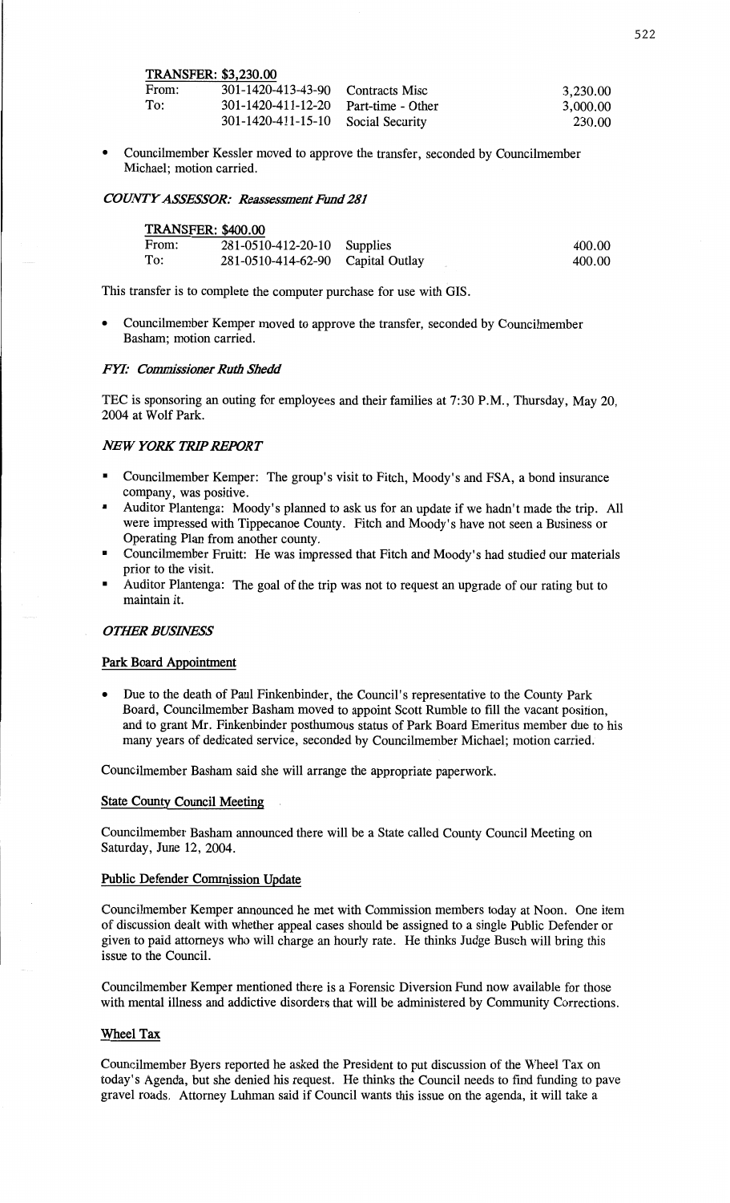**TRANSFER: $3,230.00**

| | | | |
|---|---|---|---|
| From: | 301-1420-413-43-90 | Contracts Misc | 3,230.00 |
| To: | 301-1420-411-12-20 | Part-time - Other | 3,000.00 |
| | 301-1420-411-15-10 | Social Security | 230.00 |

- Councilmember Kessler moved to approve the transfer, seconded by Councilmember Michael; motion carried.

### *COUNTY ASSESSOR: Reassessment Fund 281*

**TRANSFER: $400.00**

| | | | |
|---|---|---|---|
| From: | 281-0510-412-20-10 | Supplies | 400.00 |
| To: | 281-0510-414-62-90 | Capital Outlay | 400.00 |

This transfer is to complete the computer purchase for use with GIS.

- Councilmember Kemper moved to approve the transfer, seconded by Councilmember Basham; motion carried.

### *FYI: Commissioner Ruth Shedd*

TEC is sponsoring an outing for employees and their families at 7:30 P.M., Thursday, May 20, 2004 at Wolf Park.

### *NEW YORK TRIP REPORT*

- Councilmember Kemper: The group's visit to Fitch, Moody's and FSA, a bond insurance company, was positive.
- Auditor Plantenga: Moody's planned to ask us for an update if we hadn't made the trip. All were impressed with Tippecanoe County. Fitch and Moody's have not seen a Business or Operating Plan from another county.
- Councilmember Fruitt: He was impressed that Fitch and Moody's had studied our materials prior to the visit.
- Auditor Plantenga: The goal of the trip was not to request an upgrade of our rating but to maintain it.

### *OTHER BUSINESS*

**Park Board Appointment**

- Due to the death of Paul Finkenbinder, the Council's representative to the County Park Board, Councilmember Basham moved to appoint Scott Rumble to fill the vacant position, and to grant Mr. Finkenbinder posthumous status of Park Board Emeritus member due to his many years of dedicated service, seconded by Councilmember Michael; motion carried.

Councilmember Basham said she will arrange the appropriate paperwork.

**State County Council Meeting**

Councilmember Basham announced there will be a State called County Council Meeting on Saturday, June 12, 2004.

**Public Defender Commission Update**

Councilmember Kemper announced he met with Commission members today at Noon. One item of discussion dealt with whether appeal cases should be assigned to a single Public Defender or given to paid attorneys who will charge an hourly rate. He thinks Judge Busch will bring this issue to the Council.

Councilmember Kemper mentioned there is a Forensic Diversion Fund now available for those with mental illness and addictive disorders that will be administered by Community Corrections.

**Wheel Tax**

Councilmember Byers reported he asked the President to put discussion of the Wheel Tax on today's Agenda, but she denied his request. He thinks the Council needs to find funding to pave gravel roads. Attorney Luhman said if Council wants this issue on the agenda, it will take a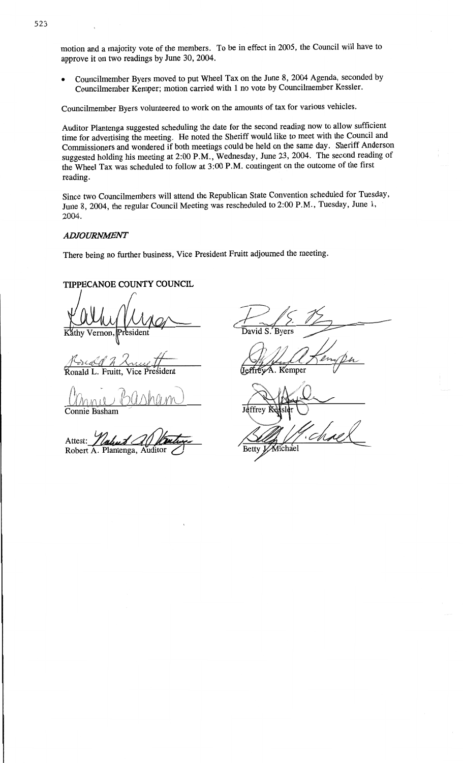motion and a majority vote of the members. To be in effect in 2005, the Council will have to approve it on two readings by June 30, 2004.

- Councilmember Byers moved to put Wheel Tax on the June 8, 2004 Agenda, seconded by Councilmember Kemper; motion carried with 1 no vote by Councilmember Kessler.

Councilmember Byers volunteered to work on the amounts of tax for various vehicles.

Auditor Plantenga suggested scheduling the date for the second reading now to allow sufficient time for advertising the meeting. He noted the Sheriff would like to meet with the Council and Commissioners and wondered if both meetings could be held on the same day. Sheriff Anderson suggested holding his meeting at 2:00 P.M., Wednesday, June 23, 2004. The second reading of the Wheel Tax was scheduled to follow at 3:00 P.M. contingent on the outcome of the first reading.

Since two Councilmembers will attend the Republican State Convention scheduled for Tuesday, June 8, 2004, the regular Council Meeting was rescheduled to 2:00 P.M., Tuesday, June 1, 2004.

*ADJOURNMENT*

There being no further business, Vice President Fruitt adjourned the meeting.

**TIPPECANOE COUNTY COUNCIL**

Kathy Vernon, President

Ronald L. Fruitt, Vice President

Connie Basham

Attest: Robert A. Plantenga, Auditor

David S. Byers

Jeffrey A. Kemper

Jeffrey Kessler

Betty J. Michael